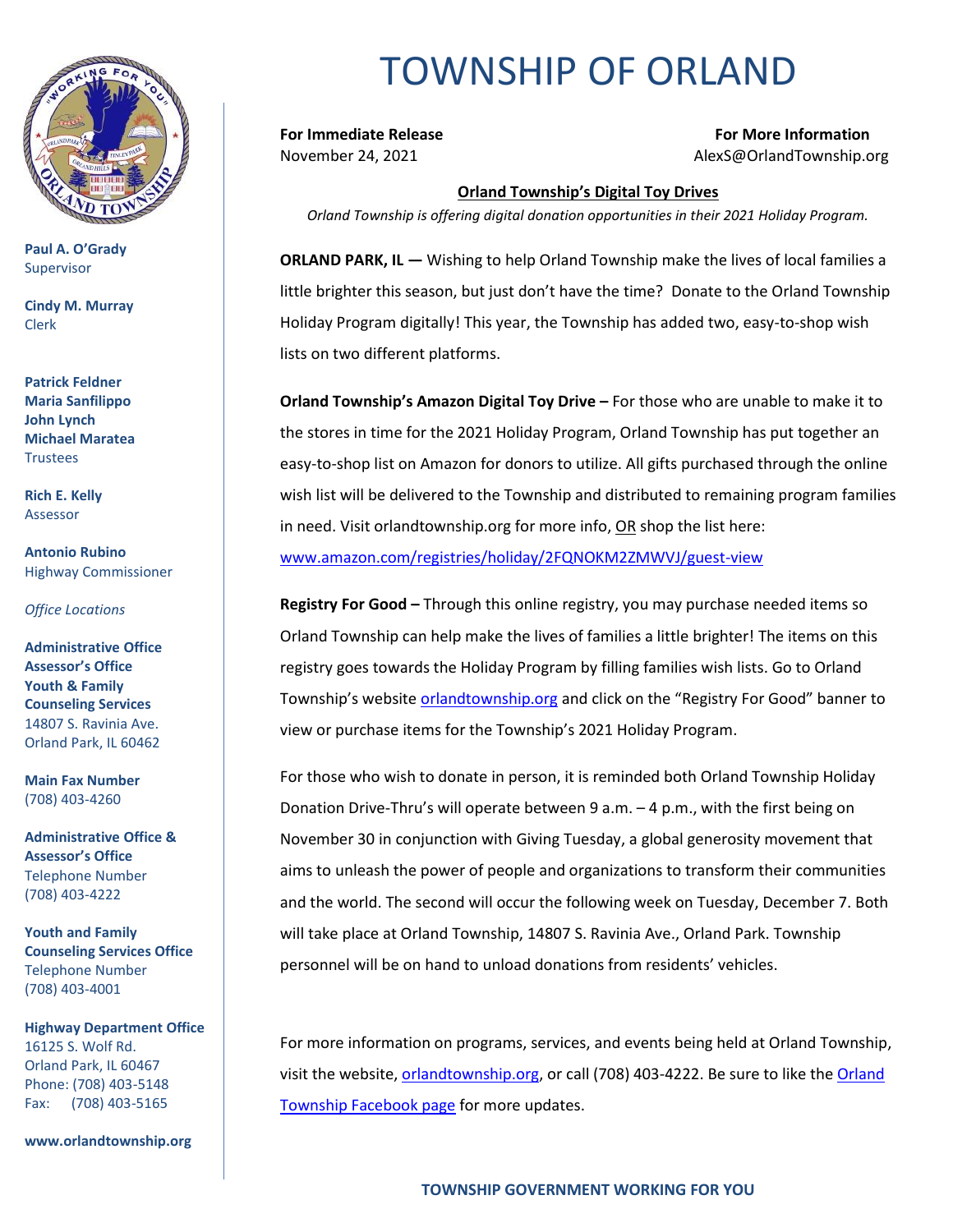# TOWNSHIP OF ORLAND

**Paul A. O'Grady**
Supervisor

**Cindy M. Murray**
Clerk

**Patrick Feldner**
**Maria Sanfilippo**
**John Lynch**
**Michael Maratea**
Trustees

**Rich E. Kelly**
Assessor

**Antonio Rubino**
Highway Commissioner

*Office Locations*

**Administrative Office**
**Assessor's Office**
**Youth & Family Counseling Services**
14807 S. Ravinia Ave.
Orland Park, IL 60462

**Main Fax Number**
(708) 403-4260

**Administrative Office & Assessor's Office**
Telephone Number
(708) 403-4222

**Youth and Family Counseling Services Office**
Telephone Number
(708) 403-4001

**Highway Department Office**
16125 S. Wolf Rd.
Orland Park, IL 60467
Phone: (708) 403-5148
Fax: (708) 403-5165

**www.orlandtownship.org**

**For Immediate Release**
November 24, 2021

**For More Information**
AlexS@OrlandTownship.org

## Orland Township's Digital Toy Drives

*Orland Township is offering digital donation opportunities in their 2021 Holiday Program.*

**ORLAND PARK, IL —** Wishing to help Orland Township make the lives of local families a little brighter this season, but just don't have the time? Donate to the Orland Township Holiday Program digitally! This year, the Township has added two, easy-to-shop wish lists on two different platforms.

**Orland Township's Amazon Digital Toy Drive –** For those who are unable to make it to the stores in time for the 2021 Holiday Program, Orland Township has put together an easy-to-shop list on Amazon for donors to utilize. All gifts purchased through the online wish list will be delivered to the Township and distributed to remaining program families in need. Visit orlandtownship.org for more info, OR shop the list here: www.amazon.com/registries/holiday/2FQNOKM2ZMWVJ/guest-view

**Registry For Good –** Through this online registry, you may purchase needed items so Orland Township can help make the lives of families a little brighter! The items on this registry goes towards the Holiday Program by filling families wish lists. Go to Orland Township's website orlandtownship.org and click on the "Registry For Good" banner to view or purchase items for the Township's 2021 Holiday Program.

For those who wish to donate in person, it is reminded both Orland Township Holiday Donation Drive-Thru's will operate between 9 a.m. – 4 p.m., with the first being on November 30 in conjunction with Giving Tuesday, a global generosity movement that aims to unleash the power of people and organizations to transform their communities and the world. The second will occur the following week on Tuesday, December 7. Both will take place at Orland Township, 14807 S. Ravinia Ave., Orland Park. Township personnel will be on hand to unload donations from residents' vehicles.

For more information on programs, services, and events being held at Orland Township, visit the website, orlandtownship.org, or call (708) 403-4222. Be sure to like the Orland Township Facebook page for more updates.

**TOWNSHIP GOVERNMENT WORKING FOR YOU**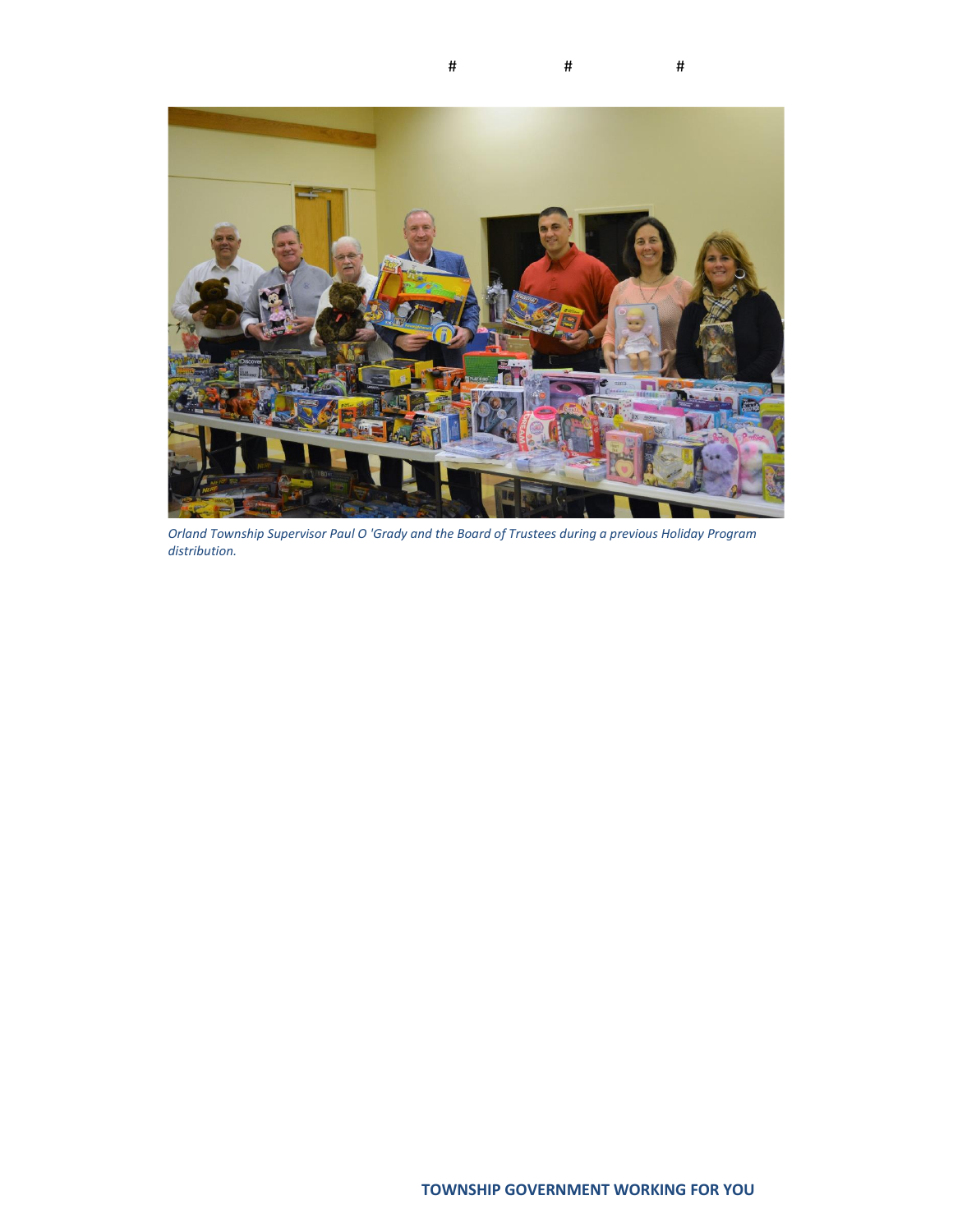# # #

*Orland Township Supervisor Paul O 'Grady and the Board of Trustees during a previous Holiday Program distribution.*

**TOWNSHIP GOVERNMENT WORKING FOR YOU**